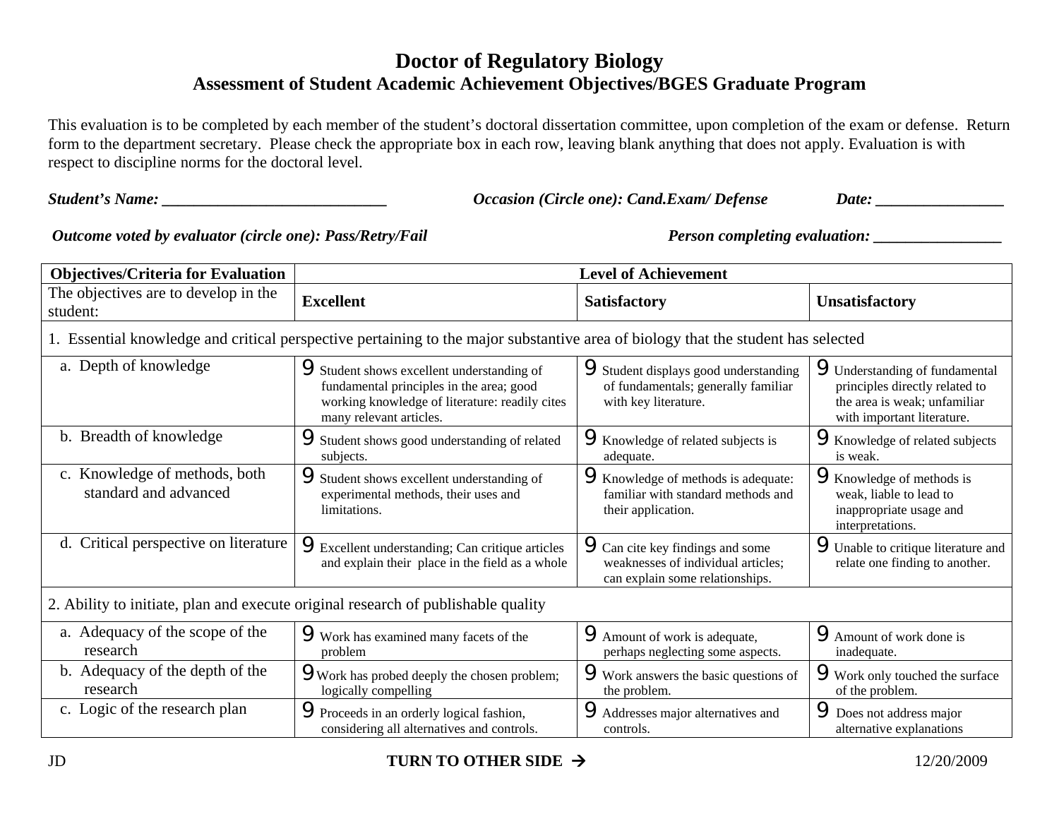# Doctor of Regulatory Biology

## Assessment of Student Academic Achievement Objectives/BGES Graduate Program

This evaluation is to be completed by each member of the student's doctoral dissertation committee, upon completion of the exam or defense. Return form to the department secretary. Please check the appropriate box in each row, leaving blank anything that does not apply. Evaluation is with respect to discipline norms for the doctoral level.

***Student's Name:* ____________________________** ***Occasion (Circle one): Cand.Exam/ Defense*** ***Date:* ________________**

***Outcome voted by evaluator (circle one): Pass/Retry/Fail*** ***Person completing evaluation:* ________________**

| **Objectives/Criteria for Evaluation** | **Level of Achievement** | | |
|---|---|---|---|
| The objectives are to develop in the student: | **Excellent** | **Satisfactory** | **Unsatisfactory** |
| 1. Essential knowledge and critical perspective pertaining to the major substantive area of biology that the student has selected | | | |
| a. Depth of knowledge | 9 Student shows excellent understanding of fundamental principles in the area; good working knowledge of literature: readily cites many relevant articles. | 9 Student displays good understanding of fundamentals; generally familiar with key literature. | 9 Understanding of fundamental principles directly related to the area is weak; unfamiliar with important literature. |
| b. Breadth of knowledge | 9 Student shows good understanding of related subjects. | 9 Knowledge of related subjects is adequate. | 9 Knowledge of related subjects is weak. |
| c. Knowledge of methods, both standard and advanced | 9 Student shows excellent understanding of experimental methods, their uses and limitations. | 9 Knowledge of methods is adequate: familiar with standard methods and their application. | 9 Knowledge of methods is weak, liable to lead to inappropriate usage and interpretations. |
| d. Critical perspective on literature | 9 Excellent understanding; Can critique articles and explain their place in the field as a whole | 9 Can cite key findings and some weaknesses of individual articles; can explain some relationships. | 9 Unable to critique literature and relate one finding to another. |
| 2. Ability to initiate, plan and execute original research of publishable quality | | | |
| a. Adequacy of the scope of the research | 9 Work has examined many facets of the problem | 9 Amount of work is adequate, perhaps neglecting some aspects. | 9 Amount of work done is inadequate. |
| b. Adequacy of the depth of the research | 9 Work has probed deeply the chosen problem; logically compelling | 9 Work answers the basic questions of the problem. | 9 Work only touched the surface of the problem. |
| c. Logic of the research plan | 9 Proceeds in an orderly logical fashion, considering all alternatives and controls. | 9 Addresses major alternatives and controls. | 9 Does not address major alternative explanations |

JD **TURN TO OTHER SIDE →** 12/20/2009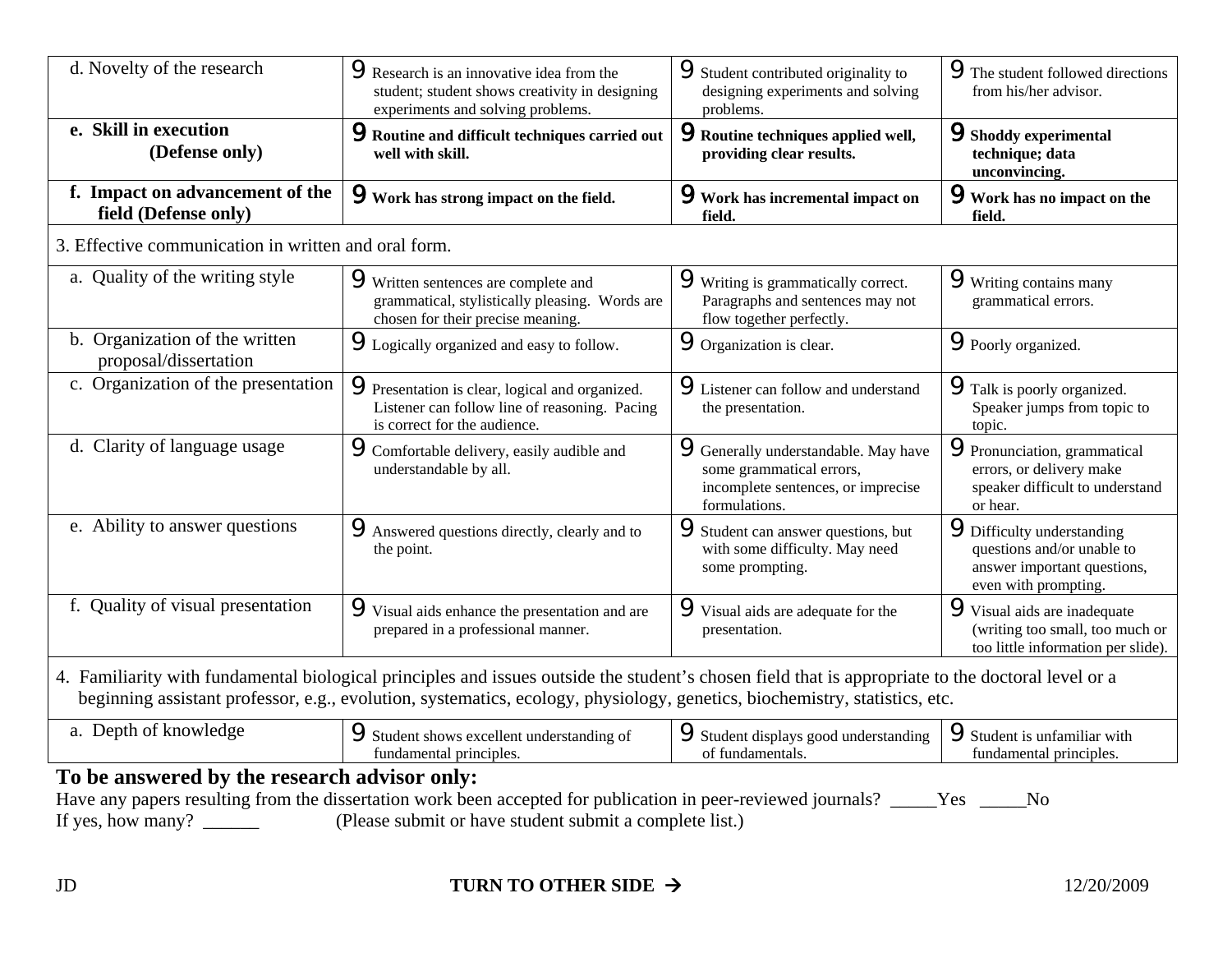| | | | |
|---|---|---|---|
| d. Novelty of the research | 9 Research is an innovative idea from the student; student shows creativity in designing experiments and solving problems. | 9 Student contributed originality to designing experiments and solving problems. | 9 The student followed directions from his/her advisor. |
| **e. Skill in execution (Defense only)** | **9 Routine and difficult techniques carried out well with skill.** | **9 Routine techniques applied well, providing clear results.** | **9 Shoddy experimental technique; data unconvincing.** |
| **f. Impact on advancement of the field (Defense only)** | **9 Work has strong impact on the field.** | **9 Work has incremental impact on field.** | **9 Work has no impact on the field.** |
| 3. Effective communication in written and oral form. | | | |
| a. Quality of the writing style | 9 Written sentences are complete and grammatical, stylistically pleasing. Words are chosen for their precise meaning. | 9 Writing is grammatically correct. Paragraphs and sentences may not flow together perfectly. | 9 Writing contains many grammatical errors. |
| b. Organization of the written proposal/dissertation | 9 Logically organized and easy to follow. | 9 Organization is clear. | 9 Poorly organized. |
| c. Organization of the presentation | 9 Presentation is clear, logical and organized. Listener can follow line of reasoning. Pacing is correct for the audience. | 9 Listener can follow and understand the presentation. | 9 Talk is poorly organized. Speaker jumps from topic to topic. |
| d. Clarity of language usage | 9 Comfortable delivery, easily audible and understandable by all. | 9 Generally understandable. May have some grammatical errors, incomplete sentences, or imprecise formulations. | 9 Pronunciation, grammatical errors, or delivery make speaker difficult to understand or hear. |
| e. Ability to answer questions | 9 Answered questions directly, clearly and to the point. | 9 Student can answer questions, but with some difficulty. May need some prompting. | 9 Difficulty understanding questions and/or unable to answer important questions, even with prompting. |
| f. Quality of visual presentation | 9 Visual aids enhance the presentation and are prepared in a professional manner. | 9 Visual aids are adequate for the presentation. | 9 Visual aids are inadequate (writing too small, too much or too little information per slide). |
| 4. Familiarity with fundamental biological principles and issues outside the student's chosen field that is appropriate to the doctoral level or a beginning assistant professor, e.g., evolution, systematics, ecology, physiology, genetics, biochemistry, statistics, etc. | | | |
| a. Depth of knowledge | 9 Student shows excellent understanding of fundamental principles. | 9 Student displays good understanding of fundamentals. | 9 Student is unfamiliar with fundamental principles. |

**To be answered by the research advisor only:**

Have any papers resulting from the dissertation work been accepted for publication in peer-reviewed journals? _____Yes _____No

If yes, how many? ______ (Please submit or have student submit a complete list.)

JD **TURN TO OTHER SIDE →** 12/20/2009